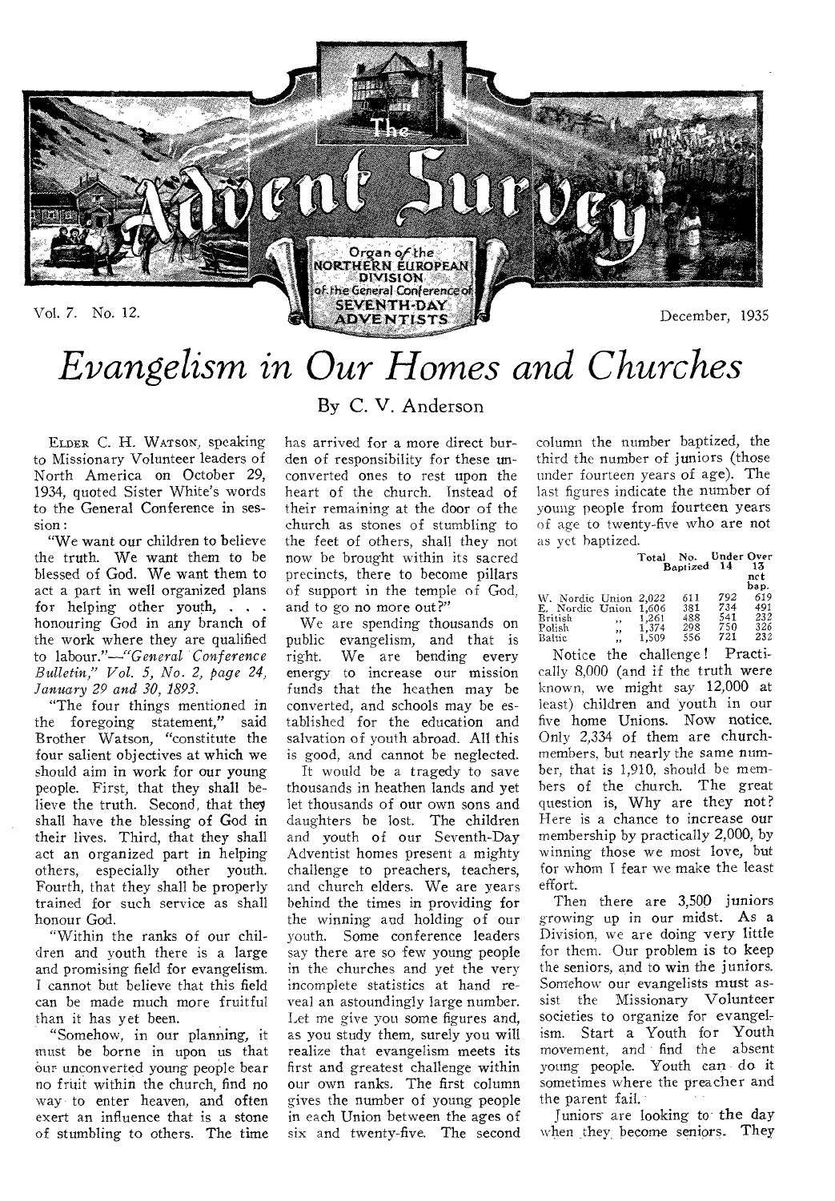# Evangelism in Our Homes and Churches

By C. V. Anderson

ELDER C. H. WATSON, speaking to Missionary Volunteer leaders of North America on October 29, 1934, quoted Sister White's words to the General Conference in session:

"We want our children to believe the truth. We want them to be blessed of God. We want them to act a part in well organized plans for helping other youth, . . . honouring God in any branch of the work where they are qualified to labour."—*"General Conference Bulletin," Vol. 5, No. 2, page 24, January 29 and 30, 1893.*

"The four things mentioned in the foregoing statement," said Brother Watson, "constitute the four salient objectives at which we should aim in work for our young people. First, that they shall believe the truth. Second, that they shall have the blessing of God in their lives. Third, that they shall act an organized part in helping others, especially other youth. Fourth, that they shall be properly trained for such service as shall honour God.

"Within the ranks of our children and youth there is a large and promising field for evangelism. I cannot but believe that this field can be made much more fruitful than it has yet been.

"Somehow, in our planning, it must be borne in upon us that our unconverted young people bear no fruit within the church, find no way to enter heaven, and often exert an influence that is a stone of stumbling to others. The time has arrived for a more direct burden of responsibility for these unconverted ones to rest upon the heart of the church. Instead of their remaining at the door of the church as stones of stumbling to the feet of others, shall they not now be brought within its sacred precincts, there to become pillars of support in the temple of God, and to go no more out?"

We are spending thousands on public evangelism, and that is right. We are bending every energy to increase our mission funds that the heathen may be converted, and schools may be established for the education and salvation of youth abroad. All this is good, and cannot be neglected.

It would be a tragedy to save thousands in heathen lands and yet let thousands of our own sons and daughters be lost. The children and youth of our Seventh-Day Adventist homes present a mighty challenge to preachers, teachers, and church elders. We are years behind the times in providing for the winning and holding of our youth. Some conference leaders say there are so few young people in the churches and yet the very incomplete statistics at hand reveal an astoundingly large number. Let me give you some figures and, as you study them, surely you will realize that evangelism meets its first and greatest challenge within our own ranks. The first column gives the number of young people in each Union between the ages of six and twenty-five. The second column the number baptized, the third the number of juniors (those under fourteen years of age). The last figures indicate the number of young people from fourteen years of age to twenty-five who are not as yet baptized.

| | Total | No. Baptized | Under 14 | Over 13 not bap. |
|---|---|---|---|---|
| W. Nordic Union | 2,022 | 611 | 792 | 619 |
| E. Nordic Union | 1,606 | 381 | 734 | 491 |
| British ,, | 1,261 | 488 | 541 | 232 |
| Polish ,, | 1,374 | 298 | 750 | 326 |
| Baltic ,, | 1,509 | 556 | 721 | 232 |

Notice the challenge! Practically 8,000 (and if the truth were known, we might say 12,000 at least) children and youth in our five home Unions. Now notice. Only 2,334 of them are church-members, but nearly the same number, that is 1,910, should be members of the church. The great question is, Why are they not? Here is a chance to increase our membership by practically 2,000, by winning those we most love, but for whom I fear we make the least effort.

Then there are 3,500 juniors growing up in our midst. As a Division, we are doing very little for them. Our problem is to keep the seniors, and to win the juniors. Somehow our evangelists must assist the Missionary Volunteer societies to organize for evangelism. Start a Youth for Youth movement, and find the absent young people. Youth can do it sometimes where the preacher and the parent fail.

Juniors are looking to the day when they become seniors. They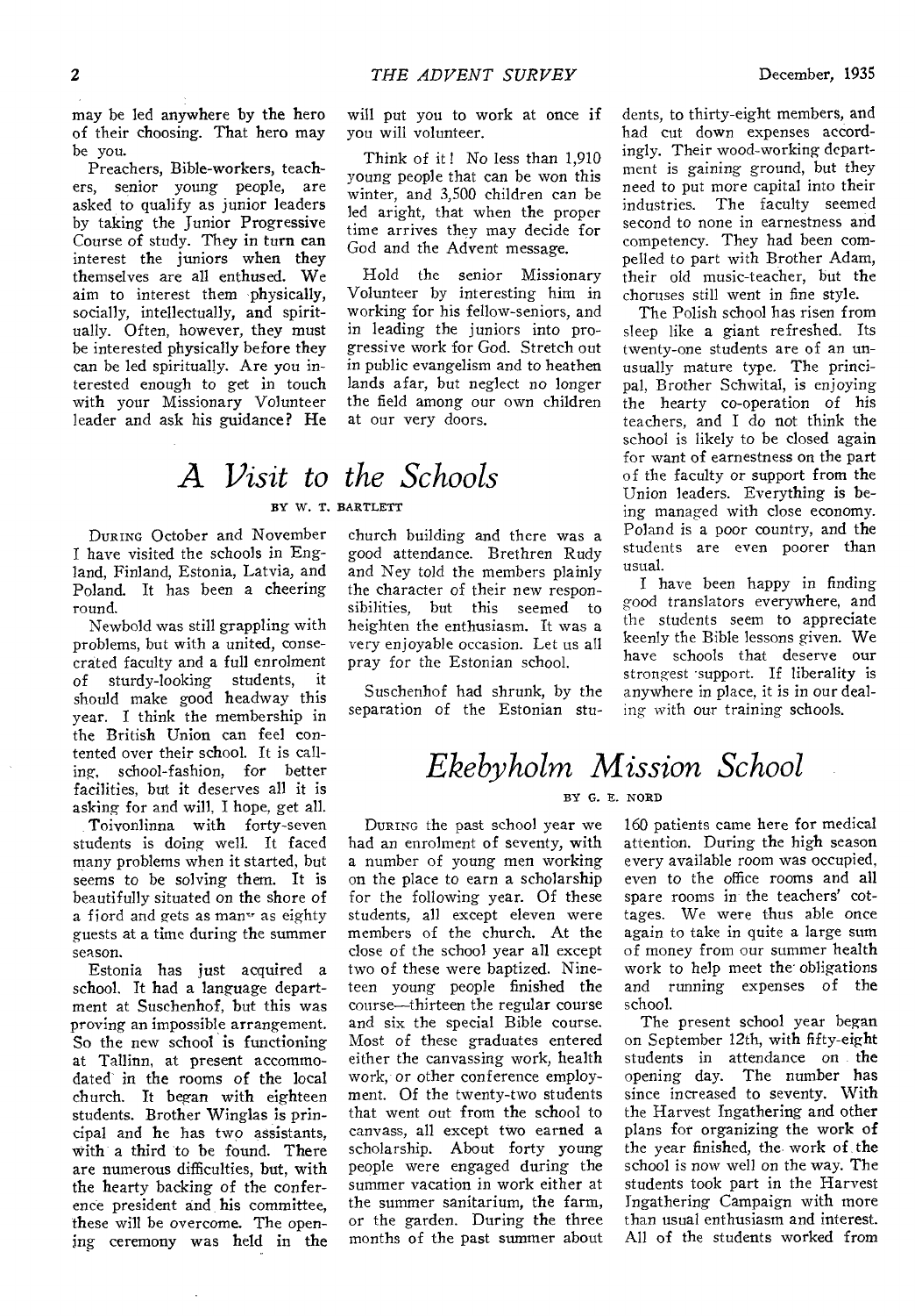may be led anywhere by the hero of their choosing. That hero may be you.

Preachers, Bible-workers, teachers, senior young people, are asked to qualify as junior leaders by taking the Junior Progressive Course of study. They in turn can interest the juniors when they themselves are all enthused. We aim to interest them physically, socially, intellectually, and spiritually. Often, however, they must be interested physically before they can be led spiritually. Are you interested enough to get in touch with your Missionary Volunteer leader and ask his guidance? He will put you to work at once if you will volunteer.

Think of it! No less than 1,910 young people that can be won this winter, and 3,500 children can be led aright, that when the proper time arrives they may decide for God and the Advent message.

Hold the senior Missionary Volunteer by interesting him in working for his fellow-seniors, and in leading the juniors into progressive work for God. Stretch out in public evangelism and to heathen lands afar, but neglect no longer the field among our own children at our very doors.

# *A Visit to the Schools*

BY W. T. BARTLETT

During October and November I have visited the schools in England, Finland, Estonia, Latvia, and Poland. It has been a cheering round.

Newbold was still grappling with problems, but with a united, consecrated faculty and a full enrolment of sturdy-looking students, it should make good headway this year. I think the membership in the British Union can feel contented over their school. It is calling, school-fashion, for better facilities, but it deserves all it is asking for and will, I hope, get all.

Toivonlinna with forty-seven students is doing well. It faced many problems when it started, but seems to be solving them. It is beautifully situated on the shore of a fiord and gets as many as eighty guests at a time during the summer season.

Estonia has just acquired a school. It had a language department at Suschenhof, but this was proving an impossible arrangement. So the new school is functioning at Tallinn, at present accommodated in the rooms of the local church. It began with eighteen students. Brother Winglas is principal and he has two assistants, with a third to be found. There are numerous difficulties, but, with the hearty backing of the conference president and his committee, these will be overcome. The opening ceremony was held in the church building and there was a good attendance. Brethren Rudy and Ney told the members plainly the character of their new responsibilities, but this seemed to heighten the enthusiasm. It was a very enjoyable occasion. Let us all pray for the Estonian school.

Suschenhof had shrunk, by the separation of the Estonian students, to thirty-eight members, and had cut down expenses accordingly. Their wood-working department is gaining ground, but they need to put more capital into their industries. The faculty seemed second to none in earnestness and competency. They had been compelled to part with Brother Adam, their old music-teacher, but the choruses still went in fine style.

The Polish school has risen from sleep like a giant refreshed. Its twenty-one students are of an unusually mature type. The principal, Brother Schwital, is enjoying the hearty co-operation of his teachers, and I do not think the school is likely to be closed again for want of earnestness on the part of the faculty or support from the Union leaders. Everything is being managed with close economy. Poland is a poor country, and the students are even poorer than usual.

I have been happy in finding good translators everywhere, and the students seem to appreciate keenly the Bible lessons given. We have schools that deserve our strongest support. If liberality is anywhere in place, it is in our dealing with our training schools.

# *Ekebyholm Mission School*

BY G. E. NORD

During the past school year we had an enrolment of seventy, with a number of young men working on the place to earn a scholarship for the following year. Of these students, all except eleven were members of the church. At the close of the school year all except two of these were baptized. Nineteen young people finished the course—thirteen the regular course and six the special Bible course. Most of these graduates entered either the canvassing work, health work, or other conference employment. Of the twenty-two students that went out from the school to canvass, all except two earned a scholarship. About forty young people were engaged during the summer vacation in work either at the summer sanitarium, the farm, or the garden. During the three months of the past summer about 160 patients came here for medical attention. During the high season every available room was occupied, even to the office rooms and all spare rooms in the teachers' cottages. We were thus able once again to take in quite a large sum of money from our summer health work to help meet the obligations and running expenses of the school.

The present school year began on September 12th, with fifty-eight students in attendance on the opening day. The number has since increased to seventy. With the Harvest Ingathering and other plans for organizing the work of the year finished, the work of the school is now well on the way. The students took part in the Harvest Ingathering Campaign with more than usual enthusiasm and interest. All of the students worked from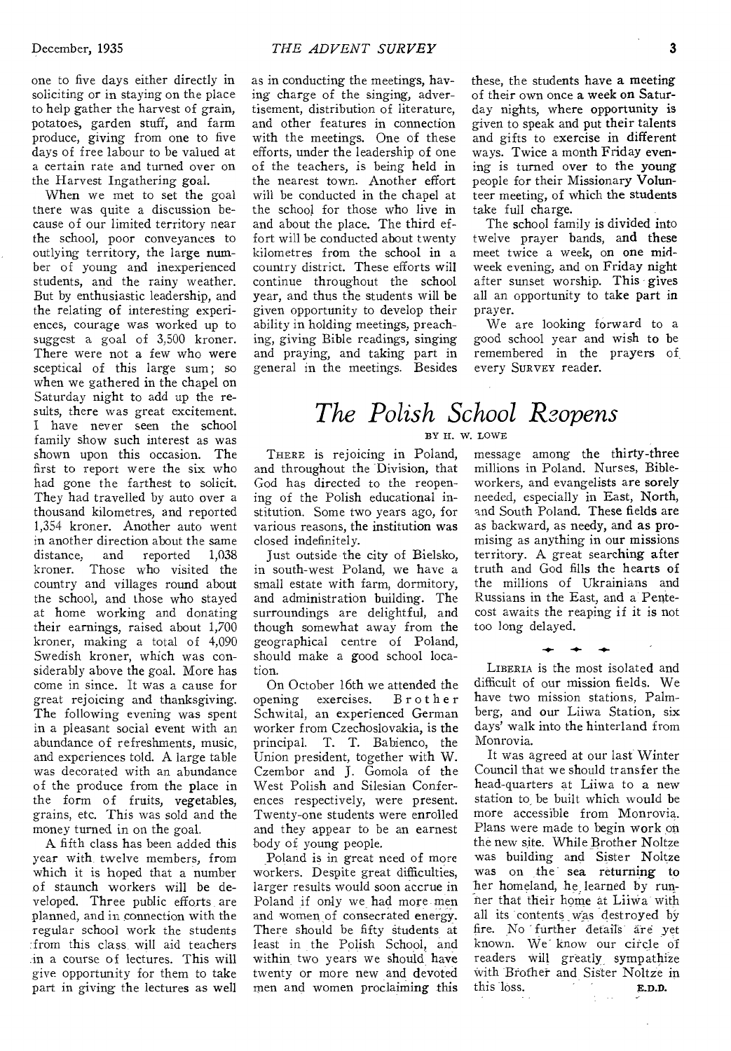one to five days either directly in soliciting or in staying on the place to help gather the harvest of grain, potatoes, garden stuff, and farm produce, giving from one to five days of free labour to be valued at a certain rate and turned over on the Harvest Ingathering goal.

When we met to set the goal there was quite a discussion because of our limited territory near the school, poor conveyances to outlying territory, the large number of young and inexperienced students, and the rainy weather. But by enthusiastic leadership, and the relating of interesting experiences, courage was worked up to suggest a goal of 3,500 kroner. There were not a few who were sceptical of this large sum; so when we gathered in the chapel on Saturday night to add up the results, there was great excitement. I have never seen the school family show such interest as was shown upon this occasion. The first to report were the six who had gone the farthest to solicit. They had travelled by auto over a thousand kilometres, and reported 1,354 kroner. Another auto went in another direction about the same distance, and reported 1,038 kroner. Those who visited the country and villages round about the school, and those who stayed at home working and donating their earnings, raised about 1,700 kroner, making a total of 4,090 Swedish kroner, which was considerably above the goal. More has come in since. It was a cause for great rejoicing and thanksgiving. The following evening was spent in a pleasant social event with an abundance of refreshments, music, and experiences told. A large table was decorated with an abundance of the produce from the place in the form of fruits, vegetables, grains, etc. This was sold and the money turned in on the goal.

A fifth class has been added this year with twelve members, from which it is hoped that a number of staunch workers will be developed. Three public efforts are planned, and in connection with the regular school work the students from this class will aid teachers in a course of lectures. This will give opportunity for them to take part in giving the lectures as well as in conducting the meetings, having charge of the singing, advertisement, distribution of literature, and other features in connection with the meetings. One of these efforts, under the leadership of one of the teachers, is being held in the nearest town. Another effort will be conducted in the chapel at the school for those who live in and about the place. The third effort will be conducted about twenty kilometres from the school in a country district. These efforts will continue throughout the school year, and thus the students will be given opportunity to develop their ability in holding meetings, preaching, giving Bible readings, singing and praying, and taking part in general in the meetings. Besides these, the students have a meeting of their own once a week on Saturday nights, where opportunity is given to speak and put their talents and gifts to exercise in different ways. Twice a month Friday evening is turned over to the young people for their Missionary Volunteer meeting, of which the students take full charge.

The school family is divided into twelve prayer bands, and these meet twice a week, on one midweek evening, and on Friday night after sunset worship. This gives all an opportunity to take part in prayer.

We are looking forward to a good school year and wish to be remembered in the prayers of every SURVEY reader.

# *The Polish School Reopens*

BY H. W. LOWE

THERE is rejoicing in Poland, and throughout the Division, that God has directed to the reopening of the Polish educational institution. Some two years ago, for various reasons, the institution was closed indefinitely.

Just outside the city of Bielsko, in south-west Poland, we have a small estate with farm, dormitory, and administration building. The surroundings are delightful, and though somewhat away from the geographical centre of Poland, should make a good school location.

On October 16th we attended the opening exercises. Brother Schwital, an experienced German worker from Czechoslovakia, is the principal. T. T. Babienco, the Union president, together with W. Czembor and J. Gomola of the West Polish and Silesian Conferences respectively, were present. Twenty-one students were enrolled and they appear to be an earnest body of young people.

Poland is in great need of more workers. Despite great difficulties, larger results would soon accrue in Poland if only we had more men and women of consecrated energy. There should be fifty students at least in the Polish School, and within two years we should have twenty or more new and devoted men and women proclaiming this message among the thirty-three millions in Poland. Nurses, Bible-workers, and evangelists are sorely needed, especially in East, North, and South Poland. These fields are as backward, as needy, and as promising as anything in our missions territory. A great searching after truth and God fills the hearts of the millions of Ukrainians and Russians in the East, and a Pentecost awaits the reaping if it is not too long delayed.

LIBERIA is the most isolated and difficult of our mission fields. We have two mission stations, Palmberg, and our Liiwa Station, six days' walk into the hinterland from Monrovia.

It was agreed at our last Winter Council that we should transfer the head-quarters at Liiwa to a new station to be built which would be more accessible from Monrovia. Plans were made to begin work on the new site. While Brother Noltze was building and Sister Noltze was on the sea returning to her homeland, he learned by runner that their home at Liiwa with all its contents was destroyed by fire. No further details are yet known. We know our circle of readers will greatly sympathize with Brother and Sister Noltze in this loss.

E.D.D.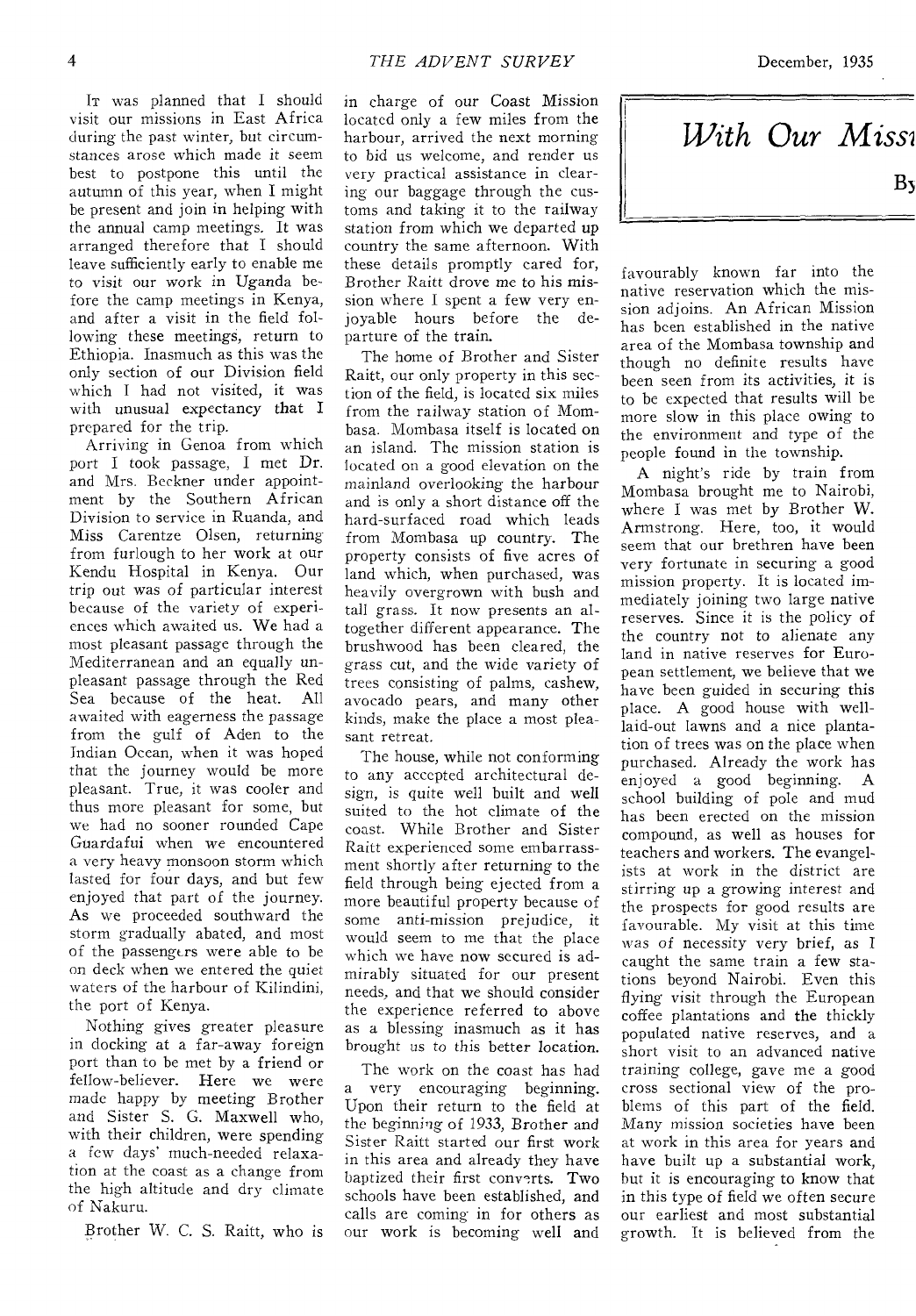## *With Our Missi*

By

It was planned that I should visit our missions in East Africa during the past winter, but circumstances arose which made it seem best to postpone this until the autumn of this year, when I might be present and join in helping with the annual camp meetings. It was arranged therefore that I should leave sufficiently early to enable me to visit our work in Uganda before the camp meetings in Kenya, and after a visit in the field following these meetings, return to Ethiopia. Inasmuch as this was the only section of our Division field which I had not visited, it was with unusual expectancy that I prepared for the trip.

Arriving in Genoa from which port I took passage, I met Dr. and Mrs. Beckner under appointment by the Southern African Division to service in Ruanda, and Miss Carentze Olsen, returning from furlough to her work at our Kendu Hospital in Kenya. Our trip out was of particular interest because of the variety of experiences which awaited us. We had a most pleasant passage through the Mediterranean and an equally unpleasant passage through the Red Sea because of the heat. All awaited with eagerness the passage from the gulf of Aden to the Indian Ocean, when it was hoped that the journey would be more pleasant. True, it was cooler and thus more pleasant for some, but we had no sooner rounded Cape Guardafui when we encountered a very heavy monsoon storm which lasted for four days, and but few enjoyed that part of the journey. As we proceeded southward the storm gradually abated, and most of the passengers were able to be on deck when we entered the quiet waters of the harbour of Kilindini, the port of Kenya.

Nothing gives greater pleasure in docking at a far-away foreign port than to be met by a friend or fellow-believer. Here we were made happy by meeting Brother and Sister S. G. Maxwell who, with their children, were spending a few days' much-needed relaxation at the coast as a change from the high altitude and dry climate of Nakuru.

Brother W. C. S. Raitt, who is in charge of our Coast Mission located only a few miles from the harbour, arrived the next morning to bid us welcome, and render us very practical assistance in clearing our baggage through the customs and taking it to the railway station from which we departed up country the same afternoon. With these details promptly cared for, Brother Raitt drove me to his mission where I spent a few very enjoyable hours before the departure of the train.

The home of Brother and Sister Raitt, our only property in this section of the field, is located six miles from the railway station of Mombasa. Mombasa itself is located on an island. The mission station is located on a good elevation on the mainland overlooking the harbour and is only a short distance off the hard-surfaced road which leads from Mombasa up country. The property consists of five acres of land which, when purchased, was heavily overgrown with bush and tall grass. It now presents an altogether different appearance. The brushwood has been cleared, the grass cut, and the wide variety of trees consisting of palms, cashew, avocado pears, and many other kinds, make the place a most pleasant retreat.

The house, while not conforming to any accepted architectural design, is quite well built and well suited to the hot climate of the coast. While Brother and Sister Raitt experienced some embarrassment shortly after returning to the field through being ejected from a more beautiful property because of some anti-mission prejudice, it would seem to me that the place which we have now secured is admirably situated for our present needs, and that we should consider the experience referred to above as a blessing inasmuch as it has brought us to this better location.

The work on the coast has had a very encouraging beginning. Upon their return to the field at the beginning of 1933, Brother and Sister Raitt started our first work in this area and already they have baptized their first converts. Two schools have been established, and calls are coming in for others as our work is becoming well and favourably known far into the native reservation which the mission adjoins. An African Mission has been established in the native area of the Mombasa township and though no definite results have been seen from its activities, it is to be expected that results will be more slow in this place owing to the environment and type of the people found in the township.

A night's ride by train from Mombasa brought me to Nairobi, where I was met by Brother W. Armstrong. Here, too, it would seem that our brethren have been very fortunate in securing a good mission property. It is located immediately joining two large native reserves. Since it is the policy of the country not to alienate any land in native reserves for European settlement, we believe that we have been guided in securing this place. A good house with well-laid-out lawns and a nice plantation of trees was on the place when purchased. Already the work has enjoyed a good beginning. A school building of pole and mud has been erected on the mission compound, as well as houses for teachers and workers. The evangelists at work in the district are stirring up a growing interest and the prospects for good results are favourable. My visit at this time was of necessity very brief, as I caught the same train a few stations beyond Nairobi. Even this flying visit through the European coffee plantations and the thickly populated native reserves, and a short visit to an advanced native training college, gave me a good cross sectional view of the problems of this part of the field. Many mission societies have been at work in this area for years and have built up a substantial work, but it is encouraging to know that in this type of field we often secure our earliest and most substantial growth. It is believed from the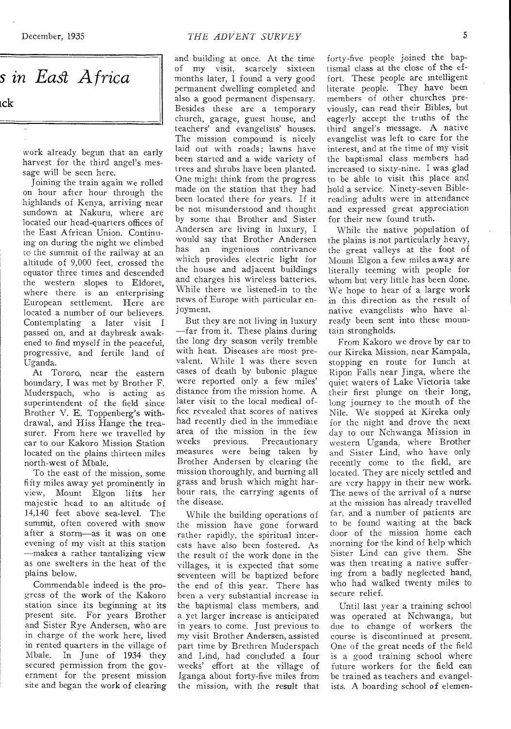## *s in East Africa*

ıck

work already begun that an early harvest for the third angel's message will be seen here.

Joining the train again we rolled on hour after hour through the highlands of Kenya, arriving near sundown at Nakuru, where are located our head-quarters offices of the East African Union. Continuing on during the night we climbed to the summit of the railway at an altitude of 9,000 feet, crossed the equator three times and descended the western slopes to Eldoret, where there is an enterprising European settlement. Here are located a number of our believers. Contemplating a later visit I passed on, and at daybreak awakened to find myself in the peaceful, progressive, and fertile land of Uganda.

At Tororo, near the eastern boundary, I was met by Brother F. Muderspach, who is acting as superintendent of the field since Brother V. E. Toppenberg's withdrawal, and Hiss Hange the treasurer. From here we travelled by car to our Kakoro Mission Station located on the plains thirteen miles north-west of Mbale.

To the east of the mission, some fifty miles away yet prominently in view, Mount Elgon lifts her majestic head to an altitude of 14,140 feet above sea-level. The summit, often covered with snow after a storm—as it was on one evening of my visit at this station—makes a rather tantalizing view as one swelters in the heat of the plains below.

Commendable indeed is the progress of the work of the Kakoro station since its beginning at its present site. For years Brother and Sister Rye Andersen, who are in charge of the work here, lived in rented quarters in the village of Mbale. In June of 1934 they secured permission from the government for the present mission site and began the work of clearing and building at once. At the time of my visit, scarcely sixteen months later, I found a very good permanent dwelling completed and also a good permanent dispensary. Besides these are a temporary church, garage, guest house, and teachers' and evangelists' houses. The mission compound is nicely laid out with roads; lawns have been started and a wide variety of trees and shrubs have been planted. One might think from the progress made on the station that they had been located there for years. If it be not misunderstood and thought by some that Brother and Sister Andersen are living in luxury, I would say that Brother Andersen has an ingenious contrivance which provides electric light for the house and adjacent buildings and charges his wireless batteries. While there we listened-in to the news of Europe with particular enjoyment.

But they are not living in luxury—far from it. These plains during the long dry season verily tremble with heat. Diseases are most prevalent. While I was there seven cases of death by bubonic plague were reported only a few miles' distance from the mission home. A later visit to the local medical office revealed that scores of natives had recently died in the immediate area of the mission in the few weeks previous. Precautionary measures were being taken by Brother Andersen by clearing the mission thoroughly, and burning all grass and brush which might harbour rats, the carrying agents of the disease.

While the building operations of the mission have gone forward rather rapidly, the spiritual interests have also been fostered. As the result of the work done in the villages, it is expected that some seventeen will be baptized before the end of this year. There has been a very substantial increase in the baptismal class members, and a yet larger increase is anticipated in years to come. Just previous to my visit Brother Andersen, assisted part time by Brethren Muderspach and Lind, had concluded a four weeks' effort at the village of Iganga about forty-five miles from the mission, with the result that forty-five people joined the baptismal class at the close of the effort. These people are intelligent literate people. They have been members of other churches previously, can read their Bibles, but eagerly accept the truths of the third angel's message. A native evangelist was left to care for the interest, and at the time of my visit the baptismal class members had increased to sixty-nine. I was glad to be able to visit this place and hold a service. Ninety-seven Bible-reading adults were in attendance and expressed great appreciation for their new found truth.

While the native population of the plains is not particularly heavy, the great valleys at the foot of Mount Elgon a few miles away are literally teeming with people for whom but very little has been done. We hope to hear of a large work in this direction as the result of native evangelists who have already been sent into these mountain strongholds.

From Kakoro we drove by car to our Kireka Mission, near Kampala, stopping en route for lunch at Ripon Falls near Jinga, where the quiet waters of Lake Victoria take their first plunge on their long, long journey to the mouth of the Nile. We stopped at Kireka only for the night and drove the next day to our Nchwanga Mission in western Uganda, where Brother and Sister Lind, who have only recently come to the field, are located. They are nicely settled and are very happy in their new work. The news of the arrival of a nurse at the mission has already travelled far, and a number of patients are to be found waiting at the back door of the mission home each morning for the kind of help which Sister Lind can give them. She was then treating a native suffering from a badly neglected hand, who had walked twenty miles to secure relief.

Until last year a training school was operated at Nchwanga, but due to change of workers the course is discontinued at present. One of the great needs of the field is a good training school where future workers for the field can be trained as teachers and evangelists. A boarding school of elemen-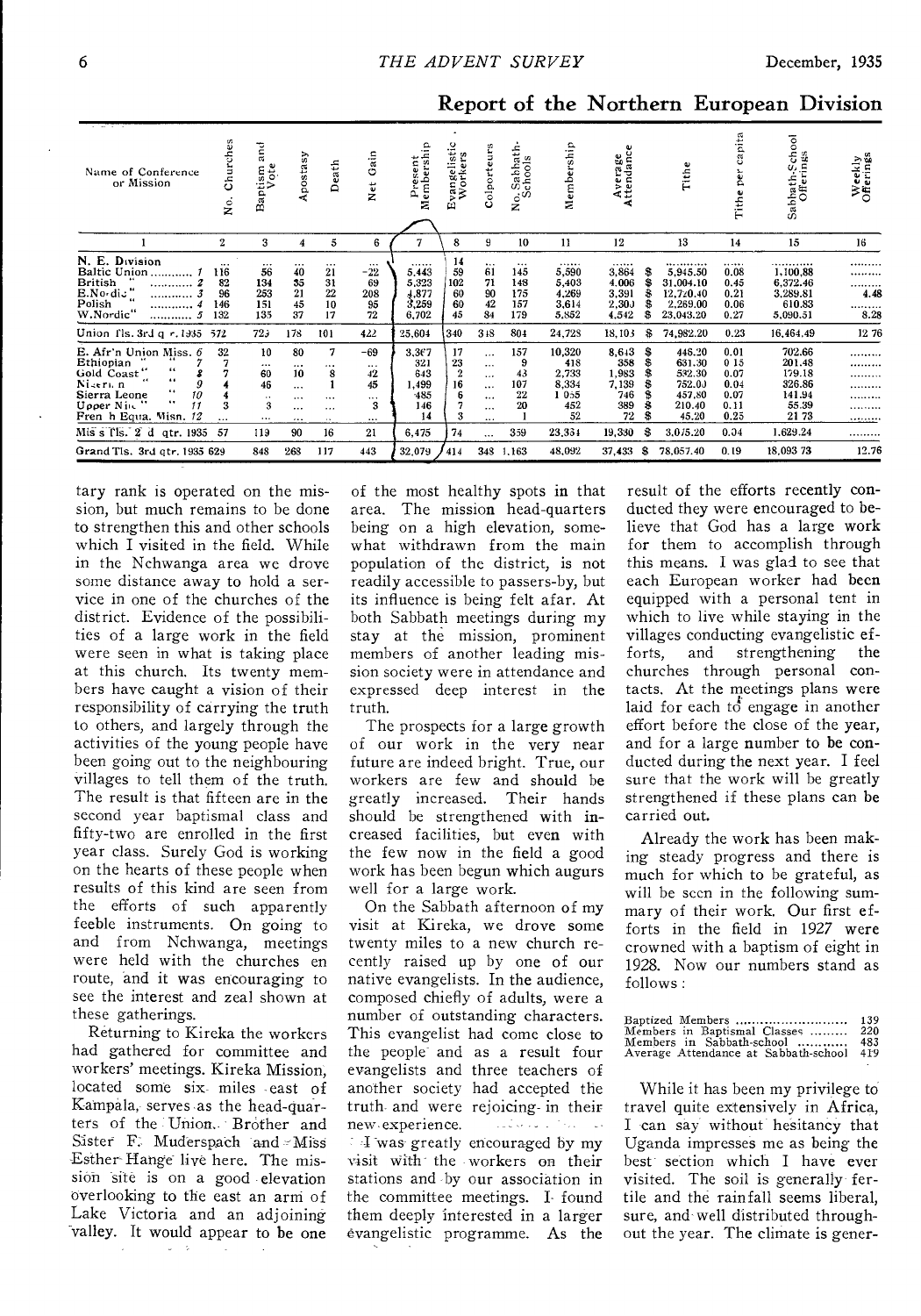## Report of the Northern European Division

| Name of Conference or Mission | No. Churches | Baptism and Vote | Apostasy | Death | Net Gain | Present Membership | Evangelistic Workers | Colporteurs | No. Sabbath-Schools | Membership | Average Attendance | Tithe | Tithe per capita | Sabbath-School Offerings | Weekly Offerings |
|---|---|---|---|---|---|---|---|---|---|---|---|---|---|---|---|
| 1 | 2 | 3 | 4 | 5 | 6 | 7 | 8 | 9 | 10 | 11 | 12 | 13 | 14 | 15 | 16 |
| N. E. Division | ... | ... | ... | ... | ... | ...... | 14 | ... | ... | ...... | ...... | ........... | ...... | ........... | ......... |
| Baltic Union ........... 1 | 116 | 56 | 40 | 21 | −22 | 5,443 | 59 | 61 | 145 | 5,590 | 3,864 | $ 5,945.50 | 0.08 | 1,100.88 | ......... |
| British " ........... 2 | 82 | 134 | 35 | 31 | 69 | 5,323 | 102 | 71 | 148 | 5,403 | 4,006 | $ 31,004.10 | 0.45 | 6,372.46 | ......... |
| E.Nordic " ........... 3 | 96 | 253 | 21 | 22 | 208 | 4,877 | 60 | 90 | 175 | 4,269 | 3,391 | $ 12,720.40 | 0.21 | 3,289.81 | 4.48 |
| Polish " ........... 4 | 146 | 151 | 45 | 10 | 95 | 3,259 | 60 | 42 | 157 | 3,614 | 2,300 | $ 2,269.00 | 0.06 | 610.83 | ......... |
| W.Nordic" ........... 5 | 132 | 135 | 37 | 17 | 72 | 6,702 | 45 | 84 | 179 | 5,852 | 4,542 | $ 23,043.20 | 0.27 | 5,090.51 | 8.28 |
| Union Tls. 3rd qr. 1935 | 572 | 729 | 178 | 101 | 422 | 25,604 | 340 | 348 | 804 | 24,728 | 18,103 | $ 74,982.20 | 0.23 | 16,464.49 | 12 76 |
| E. Afr'n Union Miss. 6 | 32 | 10 | 80 | 7 | −69 | 3,367 | 17 | ... | 157 | 10,320 | 8,643 | $ 446.20 | 0.01 | 702.66 | ......... |
| Ethiopian " " 7 | 7 | ... | ... | ... | ... | 321 | 23 | ... | 9 | 418 | 358 | $ 631.30 | 0.15 | 201.48 | ......... |
| Gold Coast " " 8 | 7 | 60 | 10 | 8 | 42 | 643 | 2 | ... | 43 | 2,733 | 1,983 | $ 592.30 | 0.07 | 179.18 | ......... |
| Nigerian " " 9 | 4 | 46 | ... | 1 | 45 | 1,499 | 16 | ... | 107 | 8,334 | 7,139 | $ 752.00 | 0.04 | 326.86 | ......... |
| Sierra Leone " " 10 | 4 | .. | ... | ... | ... | 485 | 6 | ... | 22 | 1 055 | 746 | $ 457.80 | 0.07 | 141.94 | ......... |
| Upper Nile " " 11 | 3 | 3 | ... | ... | 3 | 146 | 7 | ... | 20 | 452 | 389 | $ 210.40 | 0.11 | 55.39 | ......... |
| French Equa. Misn. 12 | ... | ... | ... | ... | ... | 14 | 3 | ... | 1 | 52 | 72 | $ 45.20 | 0.25 | 21 73 | ......... |
| Mis's Tls. 3rd qtr. 1935 | 57 | 119 | 90 | 16 | 21 | 6,475 | 74 | ... | 359 | 23,354 | 19,330 | $ 3,075.20 | 0.04 | 1,629.24 | ......... |
| Grand Tls. 3rd qtr. 1935 | 629 | 848 | 268 | 117 | 443 | 32,079 | 414 | 348 | 1,163 | 48,092 | 37,433 | $ 78,057.40 | 0.19 | 18,093 73 | 12.76 |

tary rank is operated on the mission, but much remains to be done to strengthen this and other schools which I visited in the field. While in the Nchwanga area we drove some distance away to hold a service in one of the churches of the district. Evidence of the possibilities of a large work in the field were seen in what is taking place at this church. Its twenty members have caught a vision of their responsibility of carrying the truth to others, and largely through the activities of the young people have been going out to the neighbouring villages to tell them of the truth. The result is that fifteen are in the second year baptismal class and fifty-two are enrolled in the first year class. Surely God is working on the hearts of these people when results of this kind are seen from the efforts of such apparently feeble instruments. On going to and from Nchwanga, meetings were held with the churches en route, and it was encouraging to see the interest and zeal shown at these gatherings.

Returning to Kireka the workers had gathered for committee and workers' meetings. Kireka Mission, located some six miles east of Kampala, serves as the head-quarters of the Union. Brother and Sister F. Muderspach and Miss Esther Hange live here. The mission site is on a good elevation overlooking to the east an arm of Lake Victoria and an adjoining valley. It would appear to be one of the most healthy spots in that area. The mission head-quarters being on a high elevation, somewhat withdrawn from the main population of the district, is not readily accessible to passers-by, but its influence is being felt afar. At both Sabbath meetings during my stay at the mission, prominent members of another leading mission society were in attendance and expressed deep interest in the truth.

The prospects for a large growth of our work in the very near future are indeed bright. True, our workers are few and should be greatly increased. Their hands should be strengthened with increased facilities, but even with the few now in the field a good work has been begun which augurs well for a large work.

On the Sabbath afternoon of my visit at Kireka, we drove some twenty miles to a new church recently raised up by one of our native evangelists. In the audience, composed chiefly of adults, were a number of outstanding characters. This evangelist had come close to the people and as a result four evangelists and three teachers of another society had accepted the truth and were rejoicing in their new experience.

I was greatly encouraged by my visit with the workers on their stations and by our association in the committee meetings. I found them deeply interested in a larger evangelistic programme. As the result of the efforts recently conducted they were encouraged to believe that God has a large work for them to accomplish through this means. I was glad to see that each European worker had been equipped with a personal tent in which to live while staying in the villages conducting evangelistic efforts, and strengthening the churches through personal contacts. At the meetings plans were laid for each to engage in another effort before the close of the year, and for a large number to be conducted during the next year. I feel sure that the work will be greatly strengthened if these plans can be carried out.

Already the work has been making steady progress and there is much for which to be grateful, as will be seen in the following summary of their work. Our first efforts in the field in 1927 were crowned with a baptism of eight in 1928. Now our numbers stand as follows:

| | |
|---|---|
| Baptized Members ........................... | 139 |
| Members in Baptismal Classes ......... | 220 |
| Members in Sabbath-school ............ | 483 |
| Average Attendance at Sabbath-school | 419 |

While it has been my privilege to travel quite extensively in Africa, I can say without hesitancy that Uganda impresses me as being the best section which I have ever visited. The soil is generally fertile and the rainfall seems liberal, sure, and well distributed throughout the year. The climate is gener-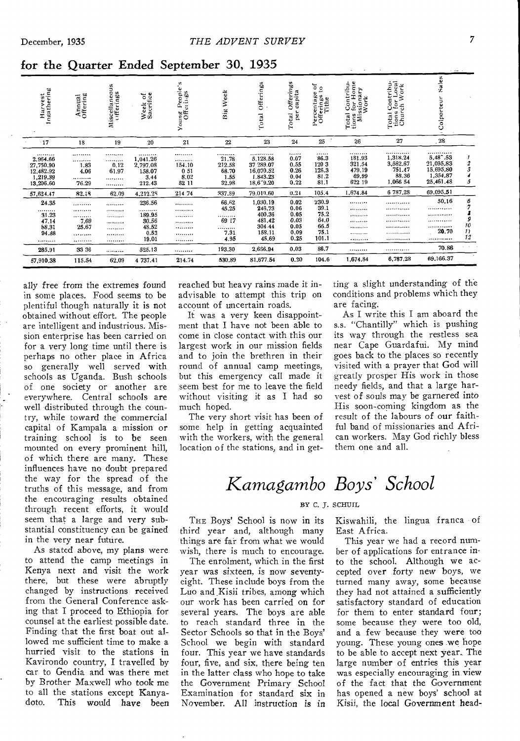## for the Quarter Ended September 30, 1935

| Harvest Ingathering | Annual Offering | Miscellaneous Offerings | Week of Sacrifice | Young People's Offerings | Big Week | Total Offerings | Total Offerings per capita | Percentage of Offerings to Tithe | Total Contributions for Home Missionary Work | Total Contributions for Local Church Work | Colporteur Sales | |
|---|---|---|---|---|---|---|---|---|---|---|---|---|
| 17 | 18 | 19 | 20 | 21 | 22 | 23 | 24 | 25 | 26 | 27 | 28 | |
| 2,964.66 | ......... | ......... | 1,041.26 | ......... | 21.78 | 5,128.58 | 0.07 | 86.3 | 181.93 | 1,318.24 | 5,487.53 | 1 |
| 27,750.90 | 1.83 | 0.12 | 2,797.08 | 154.10 | 212.58 | 37 289.07 | 0.55 | 120 3 | 321.54 | 3,562.67 | 21,095.83 | 2 |
| 12,482.92 | 4.06 | 61.97 | 158.07 | 0 51 | 68.70 | 16,070.52 | 0.26 | 126.3 | 479.19 | 751.47 | 15,695.80 | 3 |
| 1,219.39 | ......... | ......... | 3.44 | 8.02 | 1.55 | 1,843.23 | 0.04 | 81.2 | 69.99 | 88.36 | 1,354.87 | 4 |
| 13,206.60 | 76.29 | ......... | 212.43 | 52 11 | 32.98 | 18,679.20 | 0.22 | 81.1 | 622 19 | 1,066 54 | 25,461.48 | 5 |
| 57,624.47 | 82.18 | 62.09 | 4,212.28 | 214 74 | 337.59 | 79,010.60 | 0.24 | 105.4 | 1,674.84 | 6 787.28 | 69,095.51 | |
| 24.35 | ......... | ......... | 236.56 | ......... | 66.62 | 1,030.19 | 0.02 | 230.9 | ......... | ......... | 50.16 | 6 |
| ......... | ......... | ......... | ......... | ......... | 45.25 | 246.73 | 0.06 | 39.1 | ......... | ......... | ......... | 7 |
| 31.23 | ......... | ......... | 189.95 | ......... | ......... | 400.36 | 0.05 | 75.2 | ......... | ......... | ......... | 8 |
| 47.14 | 7.69 | ......... | 30.56 | ......... | 69 17 | 481.42 | 0.03 | 64.0 | ......... | ......... | ......... | 9 |
| 88.31 | 25.67 | ......... | 48.52 | ......... | ......... | 304 44 | 0.05 | 66.5 | ......... | ......... | ......... | 10 |
| 94.88 | ......... | ......... | 0.53 | ......... | 7.31 | 158.11 | 0.09 | 75.1 | ......... | ......... | 20.70 | 11 |
| ......... | ......... | ......... | 19.01 | ......... | 4.95 | 45.69 | 0.25 | 101.1 | ......... | ......... | ......... | 12 |
| 285.91 | 33 36 | ......... | 525.13 | ......... | 193.30 | 2,666.94 | 0.03 | 86.7 | ......... | ......... | 70.86 | |
| 57,910.38 | 115.54 | 62.09 | 4 737.41 | 214.74 | 530.89 | 81,677.54 | 0.20 | 104.6 | 1,674.84 | 6,787.28 | 69,166.37 | |

ally free from the extremes found in some places. Food seems to be plentiful though naturally it is not obtained without effort. The people are intelligent and industrious. Mission enterprise has been carried on for a very long time until there is perhaps no other place in Africa so generally well served with schools as Uganda. Bush schools of one society or another are everywhere. Central schools are well distributed through the country, while toward the commercial capital of Kampala a mission or training school is to be seen mounted on every prominent hill, of which there are many. These influences have no doubt prepared the way for the spread of the truths of this message, and from the encouraging results obtained through recent efforts, it would seem that a large and very substantial constituency can be gained in the very near future.

As stated above, my plans were to attend the camp meetings in Kenya next and visit the work there, but these were abruptly changed by instructions received from the General Conference asking that I proceed to Ethiopia for counsel at the earliest possible date. Finding that the first boat out allowed me sufficient time to make a hurried visit to the stations in Kavirondo country, I travelled by car to Gendia and was there met by Brother Maxwell who took me to all the stations except Kanyadoto. This would have been reached but heavy rains made it inadvisable to attempt this trip on account of uncertain roads.

It was a very keen disappointment that I have not been able to come in close contact with this our largest work in our mission fields and to join the brethren in their round of annual camp meetings, but this emergency call made it seem best for me to leave the field without visiting it as I had so much hoped.

The very short visit has been of some help in getting acquainted with the workers, with the general location of the stations, and in getting a slight understanding of the conditions and problems which they are facing.

As I write this I am aboard the s.s. "Chantilly" which is pushing its way through the restless sea near Cape Guardafui. My mind goes back to the places so recently visited with a prayer that God will greatly prosper His work in those needy fields, and that a large harvest of souls may be garnered into His soon-coming kingdom as the result of the labours of our faithful band of missionaries and African workers. May God richly bless them one and all.

# *Kamagambo Boys' School*

BY C. J. SCHUIL

The Boys' School is now in its third year and, although many things are far from what we would wish, there is much to encourage.

The enrolment, which in the first year was sixteen, is now seventy-eight. These include boys from the Luo and Kisii tribes, among which our work has been carried on for several years. The boys are able to reach standard three in the Sector Schools so that in the Boys' School we begin with standard four. This year we have standards four, five, and six, there being ten in the latter class who hope to take the Government Primary School Examination for standard six in November. All instruction is in Kiswahili, the lingua franca of East Africa.

This year we had a record number of applications for entrance into the school. Although we accepted over forty new boys, we turned many away, some because they had not attained a sufficiently satisfactory standard of education for them to enter standard four; some because they were too old, and a few because they were too young. These young ones we hope to be able to accept next year. The large number of entries this year was especially encouraging in view of the fact that the Government has opened a new boys' school at Kisii, the local Government head-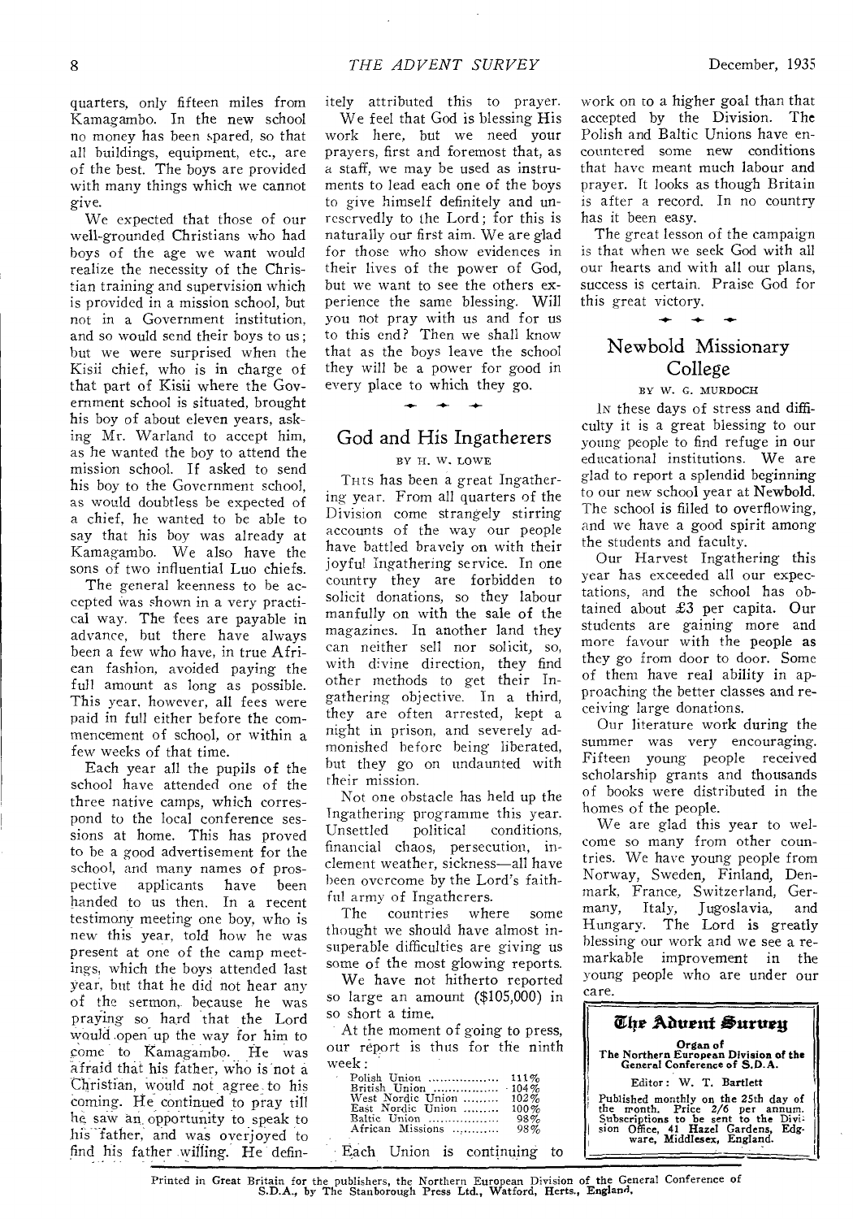quarters, only fifteen miles from Kamagambo. In the new school no money has been spared, so that all buildings, equipment, etc., are of the best. The boys are provided with many things which we cannot give.

We expected that those of our well-grounded Christians who had boys of the age we want would realize the necessity of the Christian training and supervision which is provided in a mission school, but not in a Government institution, and so would send their boys to us; but we were surprised when the Kisii chief, who is in charge of that part of Kisii where the Government school is situated, brought his boy of about eleven years, asking Mr. Warland to accept him, as he wanted the boy to attend the mission school. If asked to send his boy to the Government school, as would doubtless be expected of a chief, he wanted to be able to say that his boy was already at Kamagambo. We also have the sons of two influential Luo chiefs.

The general keenness to be accepted was shown in a very practical way. The fees are payable in advance, but there have always been a few who have, in true African fashion, avoided paying the full amount as long as possible. This year, however, all fees were paid in full either before the commencement of school, or within a few weeks of that time.

Each year all the pupils of the school have attended one of the three native camps, which correspond to the local conference sessions at home. This has proved to be a good advertisement for the school, and many names of prospective applicants have been handed to us then. In a recent testimony meeting one boy, who is new this year, told how he was present at one of the camp meetings, which the boys attended last year, but that he did not hear any of the sermon, because he was praying so hard that the Lord would open up the way for him to come to Kamagambo. He was afraid that his father, who is not a Christian, would not agree to his coming. He continued to pray till he saw an opportunity to speak to his father, and was overjoyed to find his father willing. He definitely attributed this to prayer.

We feel that God is blessing His work here, but we need your prayers, first and foremost that, as a staff, we may be used as instruments to lead each one of the boys to give himself definitely and unreservedly to the Lord; for this is naturally our first aim. We are glad for those who show evidences in their lives of the power of God, but we want to see the others experience the same blessing. Will you not pray with us and for us to this end? Then we shall know that as the boys leave the school they will be a power for good in every place to which they go.

## God and His Ingatherers

BY H. W. LOWE

This has been a great Ingathering year. From all quarters of the Division come strangely stirring accounts of the way our people have battled bravely on with their joyful Ingathering service. In one country they are forbidden to solicit donations, so they labour manfully on with the sale of the magazines. In another land they can neither sell nor solicit, so, with divine direction, they find other methods to get their Ingathering objective. In a third, they are often arrested, kept a night in prison, and severely admonished before being liberated, but they go on undaunted with their mission.

Not one obstacle has held up the Ingathering programme this year. Unsettled political conditions, financial chaos, persecution, inclement weather, sickness—all have been overcome by the Lord's faithful army of Ingatherers.

The countries where some thought we should have almost insuperable difficulties are giving us some of the most glowing reports.

We have not hitherto reported so large an amount ($105,000) in so short a time.

At the moment of going to press, our report is thus for the ninth week:

| | |
|---|---|
| Polish Union | 111% |
| British Union | 104% |
| West Nordic Union | 102% |
| East Nordic Union | 100% |
| Baltic Union | 98% |
| African Missions | 98% |

Each Union is continuing to work on to a higher goal than that accepted by the Division. The Polish and Baltic Unions have encountered some new conditions that have meant much labour and prayer. It looks as though Britain is after a record. In no country has it been easy.

The great lesson of the campaign is that when we seek God with all our hearts and with all our plans, success is certain. Praise God for this great victory.

## Newbold Missionary College

BY W. G. MURDOCH

In these days of stress and difficulty it is a great blessing to our young people to find refuge in our educational institutions. We are glad to report a splendid beginning to our new school year at Newbold. The school is filled to overflowing, and we have a good spirit among the students and faculty.

Our Harvest Ingathering this year has exceeded all our expectations, and the school has obtained about £3 per capita. Our students are gaining more and more favour with the people as they go from door to door. Some of them have real ability in approaching the better classes and receiving large donations.

Our literature work during the summer was very encouraging. Fifteen young people received scholarship grants and thousands of books were distributed in the homes of the people.

We are glad this year to welcome so many from other countries. We have young people from Norway, Sweden, Finland, Denmark, France, Switzerland, Germany, Italy, Jugoslavia, and Hungary. The Lord is greatly blessing our work and we see a remarkable improvement in the young people who are under our care.

**The Advent Survey**

Organ of
The Northern European Division of the General Conference of S.D.A.

Editor: W. T. Bartlett

Published monthly on the 25th day of the month. Price 2/6 per annum. Subscriptions to be sent to the Division Office, 41 Hazel Gardens, Edgware, Middlesex, England.

Printed in Great Britain for the publishers, the Northern European Division of the General Conference of S.D.A., by The Stanborough Press Ltd., Watford, Herts., England.